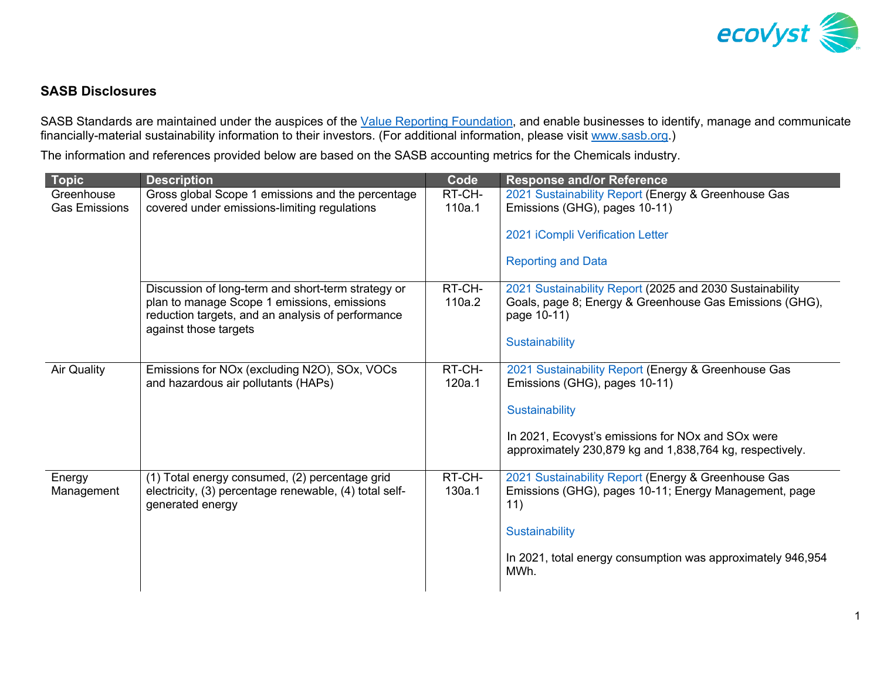## SASB Disclosures

SASB Standards are maintained under the auspices of the Value Reporting Foundation, and enable businesses to identify, manage and communicate financially-material sustainability information to their investors. (For additional information, please visit www.sasb.org.)

The information and references provided below are based on the SASB accounting metrics for the Chemicals industry.

| Topic | Description | Code | Response and/or Reference |
|---|---|---|---|
| Greenhouse Gas Emissions | Gross global Scope 1 emissions and the percentage covered under emissions-limiting regulations | RT-CH-110a.1 | 2021 Sustainability Report (Energy & Greenhouse Gas Emissions (GHG), pages 10-11)<br><br>2021 iCompli Verification Letter<br><br>Reporting and Data |
| | Discussion of long-term and short-term strategy or plan to manage Scope 1 emissions, emissions reduction targets, and an analysis of performance against those targets | RT-CH-110a.2 | 2021 Sustainability Report (2025 and 2030 Sustainability Goals, page 8; Energy & Greenhouse Gas Emissions (GHG), page 10-11)<br><br>Sustainability |
| Air Quality | Emissions for NOx (excluding N2O), SOx, VOCs and hazardous air pollutants (HAPs) | RT-CH-120a.1 | 2021 Sustainability Report (Energy & Greenhouse Gas Emissions (GHG), pages 10-11)<br><br>Sustainability<br><br>In 2021, Ecovyst's emissions for NOx and SOx were approximately 230,879 kg and 1,838,764 kg, respectively. |
| Energy Management | (1) Total energy consumed, (2) percentage grid electricity, (3) percentage renewable, (4) total self-generated energy | RT-CH-130a.1 | 2021 Sustainability Report (Energy & Greenhouse Gas Emissions (GHG), pages 10-11; Energy Management, page 11)<br><br>Sustainability<br><br>In 2021, total energy consumption was approximately 946,954 MWh. |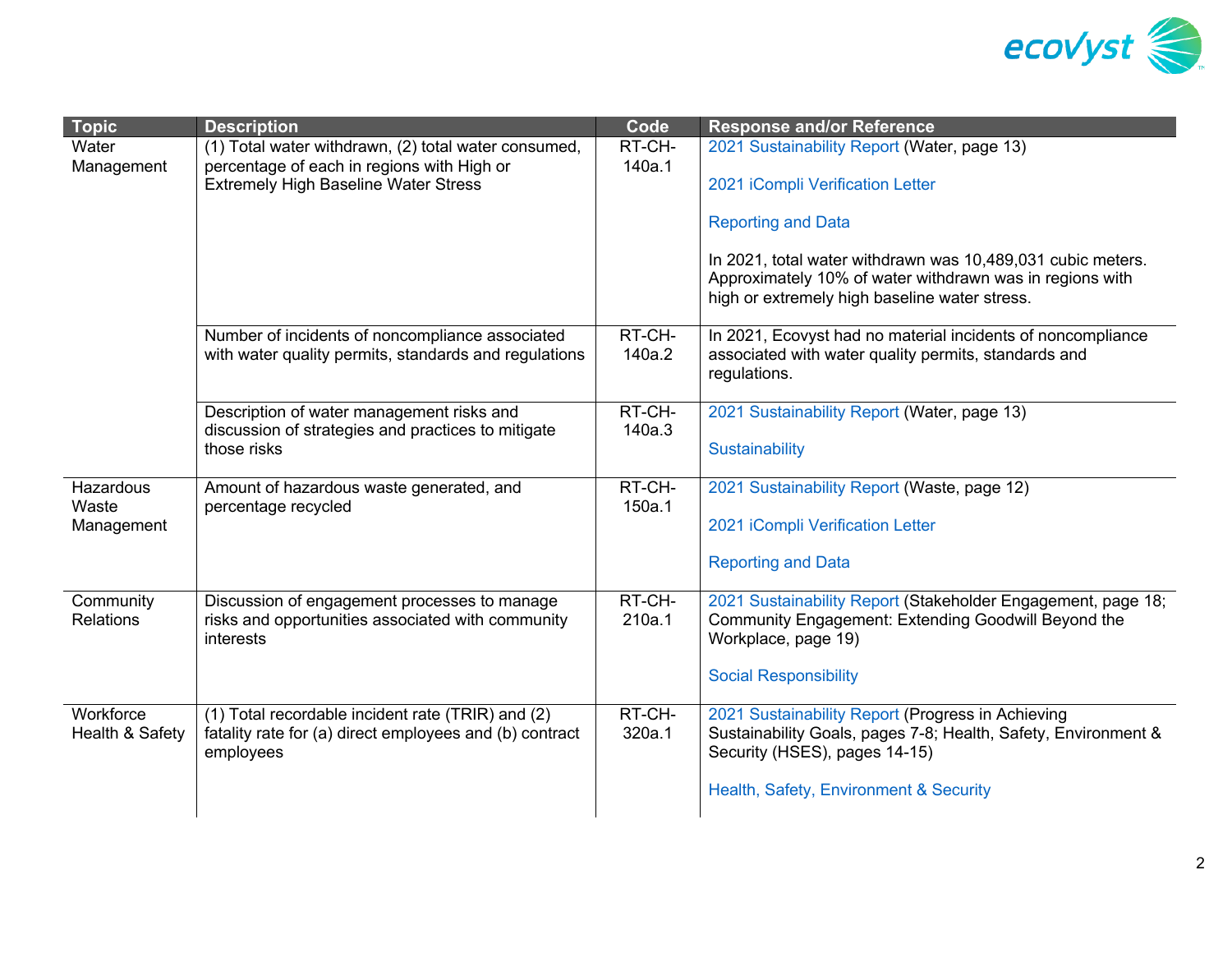| Topic | Description | Code | Response and/or Reference |
|---|---|---|---|
| Water Management | (1) Total water withdrawn, (2) total water consumed, percentage of each in regions with High or Extremely High Baseline Water Stress | RT-CH-140a.1 | 2021 Sustainability Report (Water, page 13)<br><br>2021 iCompli Verification Letter<br><br>Reporting and Data<br><br>In 2021, total water withdrawn was 10,489,031 cubic meters. Approximately 10% of water withdrawn was in regions with high or extremely high baseline water stress. |
| | Number of incidents of noncompliance associated with water quality permits, standards and regulations | RT-CH-140a.2 | In 2021, Ecovyst had no material incidents of noncompliance associated with water quality permits, standards and regulations. |
| | Description of water management risks and discussion of strategies and practices to mitigate those risks | RT-CH-140a.3 | 2021 Sustainability Report (Water, page 13)<br><br>Sustainability |
| Hazardous Waste Management | Amount of hazardous waste generated, and percentage recycled | RT-CH-150a.1 | 2021 Sustainability Report (Waste, page 12)<br><br>2021 iCompli Verification Letter<br><br>Reporting and Data |
| Community Relations | Discussion of engagement processes to manage risks and opportunities associated with community interests | RT-CH-210a.1 | 2021 Sustainability Report (Stakeholder Engagement, page 18; Community Engagement: Extending Goodwill Beyond the Workplace, page 19)<br><br>Social Responsibility |
| Workforce Health & Safety | (1) Total recordable incident rate (TRIR) and (2) fatality rate for (a) direct employees and (b) contract employees | RT-CH-320a.1 | 2021 Sustainability Report (Progress in Achieving Sustainability Goals, pages 7-8; Health, Safety, Environment & Security (HSES), pages 14-15)<br><br>Health, Safety, Environment & Security |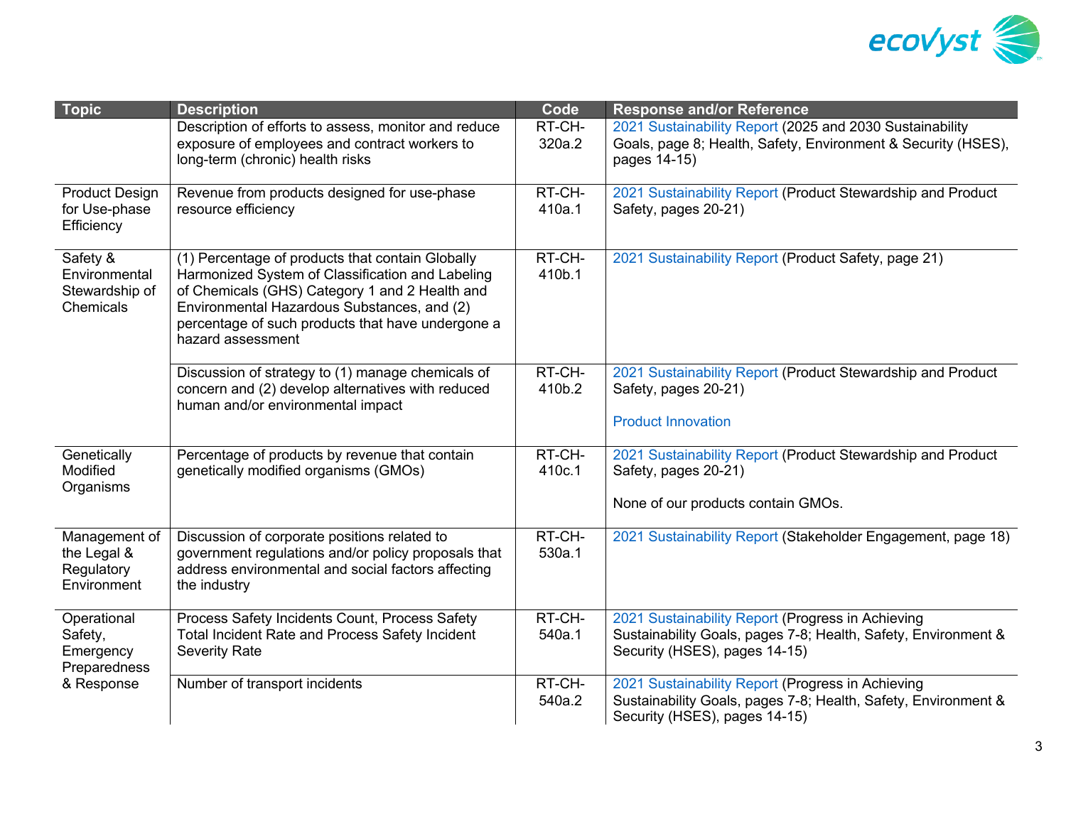| Topic | Description | Code | Response and/or Reference |
|---|---|---|---|
| | Description of efforts to assess, monitor and reduce exposure of employees and contract workers to long-term (chronic) health risks | RT-CH-320a.2 | 2021 Sustainability Report (2025 and 2030 Sustainability Goals, page 8; Health, Safety, Environment & Security (HSES), pages 14-15) |
| Product Design for Use-phase Efficiency | Revenue from products designed for use-phase resource efficiency | RT-CH-410a.1 | 2021 Sustainability Report (Product Stewardship and Product Safety, pages 20-21) |
| Safety & Environmental Stewardship of Chemicals | (1) Percentage of products that contain Globally Harmonized System of Classification and Labeling of Chemicals (GHS) Category 1 and 2 Health and Environmental Hazardous Substances, and (2) percentage of such products that have undergone a hazard assessment | RT-CH-410b.1 | 2021 Sustainability Report (Product Safety, page 21) |
| | Discussion of strategy to (1) manage chemicals of concern and (2) develop alternatives with reduced human and/or environmental impact | RT-CH-410b.2 | 2021 Sustainability Report (Product Stewardship and Product Safety, pages 20-21)<br><br>Product Innovation |
| Genetically Modified Organisms | Percentage of products by revenue that contain genetically modified organisms (GMOs) | RT-CH-410c.1 | 2021 Sustainability Report (Product Stewardship and Product Safety, pages 20-21)<br><br>None of our products contain GMOs. |
| Management of the Legal & Regulatory Environment | Discussion of corporate positions related to government regulations and/or policy proposals that address environmental and social factors affecting the industry | RT-CH-530a.1 | 2021 Sustainability Report (Stakeholder Engagement, page 18) |
| Operational Safety, Emergency Preparedness & Response | Process Safety Incidents Count, Process Safety Total Incident Rate and Process Safety Incident Severity Rate | RT-CH-540a.1 | 2021 Sustainability Report (Progress in Achieving Sustainability Goals, pages 7-8; Health, Safety, Environment & Security (HSES), pages 14-15) |
| | Number of transport incidents | RT-CH-540a.2 | 2021 Sustainability Report (Progress in Achieving Sustainability Goals, pages 7-8; Health, Safety, Environment & Security (HSES), pages 14-15) |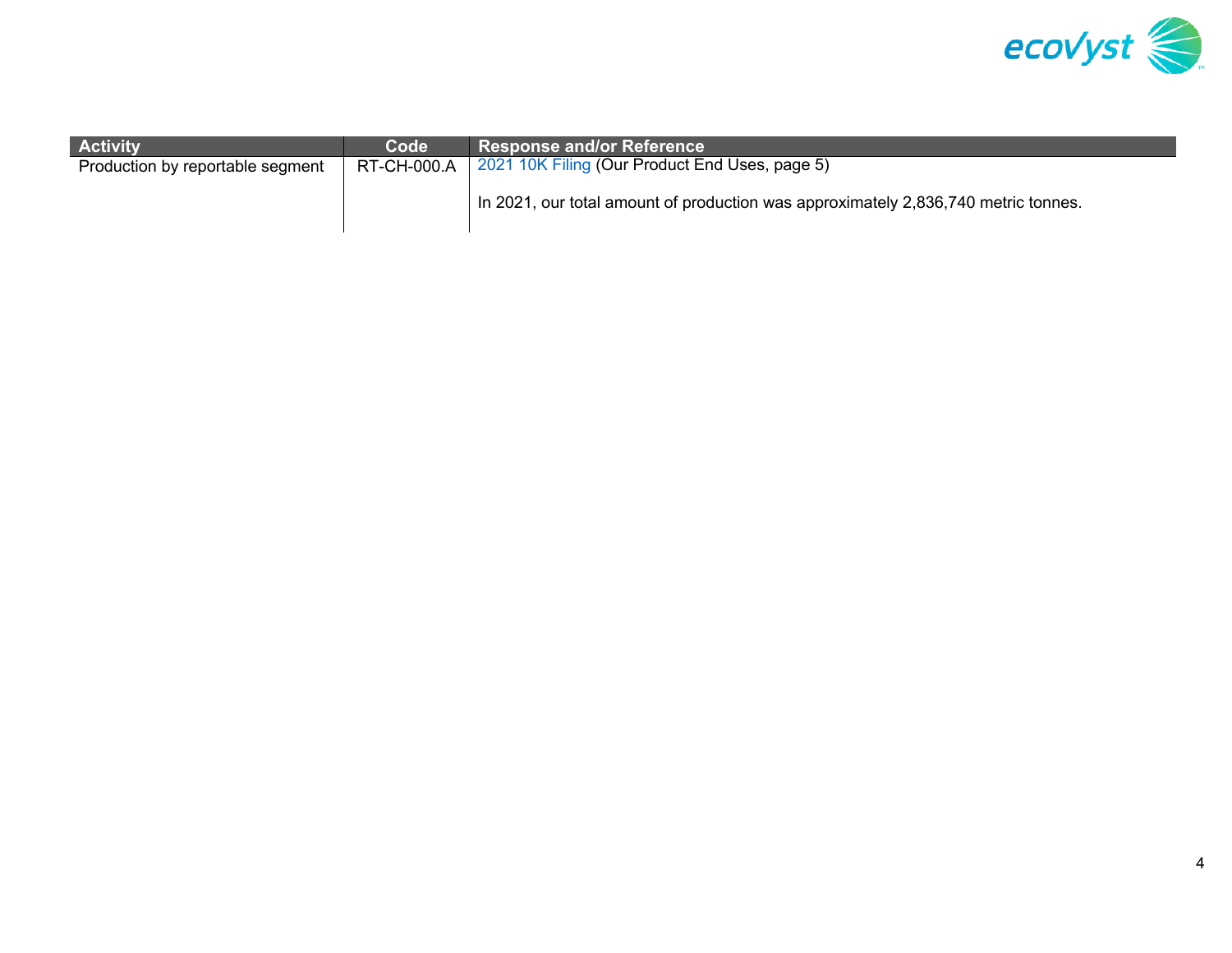| Activity | Code | Response and/or Reference |
| --- | --- | --- |
| Production by reportable segment | RT-CH-000.A | 2021 10K Filing (Our Product End Uses, page 5)<br><br>In 2021, our total amount of production was approximately 2,836,740 metric tonnes. |